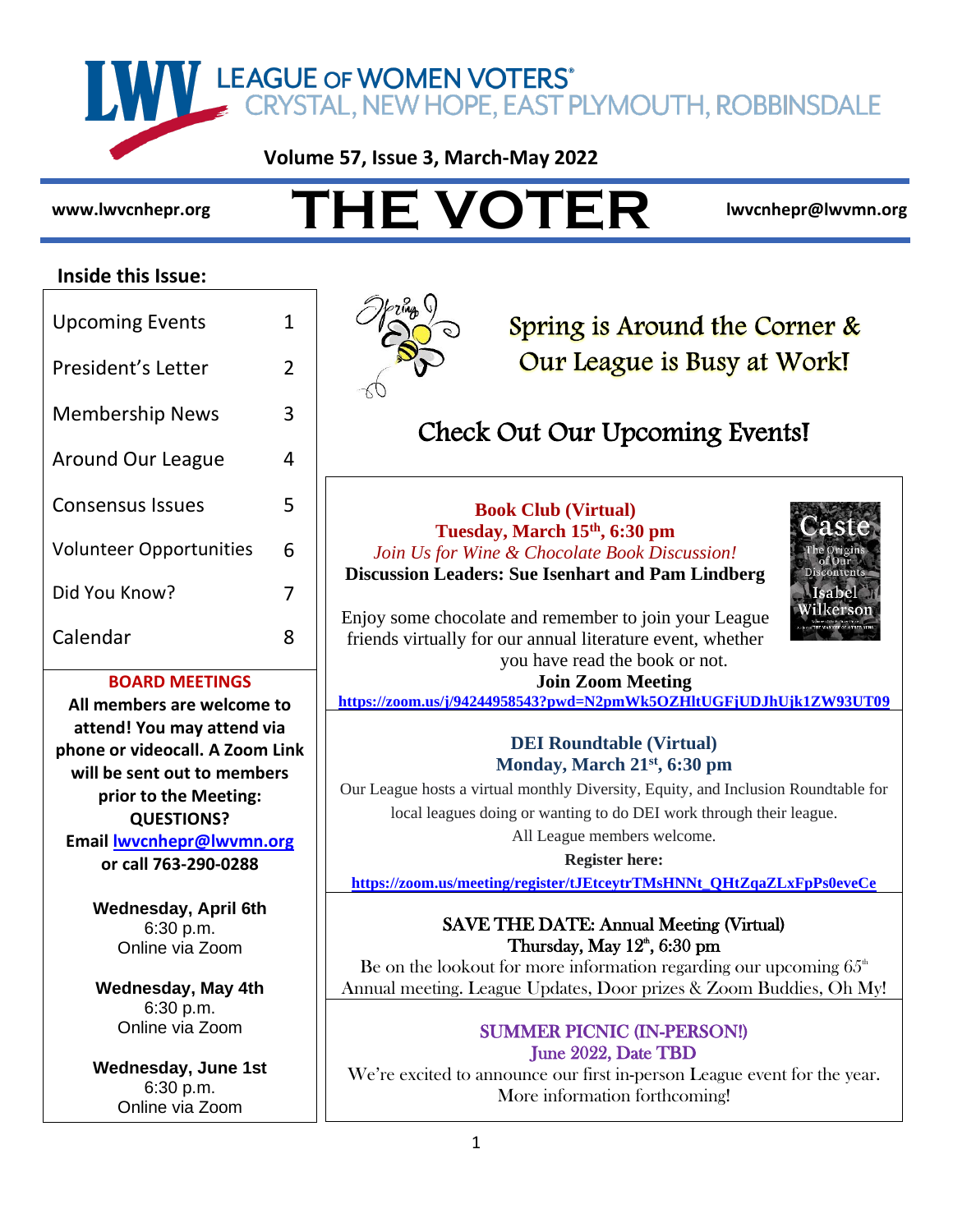# LEAGUE OF WOMEN VOTERS®
## CRYSTAL, NEW HOPE, EAST PLYMOUTH, ROBBINSDALE

**Volume 57, Issue 3, March-May 2022**

www.lwvcnhepr.org

# THE VOTER

lwvcnhepr@lwvmn.org

**Inside this Issue:**

| | |
|---|---|
| Upcoming Events | 1 |
| President's Letter | 2 |
| Membership News | 3 |
| Around Our League | 4 |
| Consensus Issues | 5 |
| Volunteer Opportunities | 6 |
| Did You Know? | 7 |
| Calendar | 8 |

**BOARD MEETINGS**

**All members are welcome to attend! You may attend via phone or videocall. A Zoom Link will be sent out to members prior to the Meeting: QUESTIONS? Email lwvcnhepr@lwvmn.org or call 763-290-0288**

**Wednesday, April 6th**
6:30 p.m.
Online via Zoom

**Wednesday, May 4th**
6:30 p.m.
Online via Zoom

**Wednesday, June 1st**
6:30 p.m.
Online via Zoom

## Spring is Around the Corner & Our League is Busy at Work!

## Check Out Our Upcoming Events!

**Book Club (Virtual)**
**Tuesday, March 15th, 6:30 pm**
*Join Us for Wine & Chocolate Book Discussion!*
**Discussion Leaders: Sue Isenhart and Pam Lindberg**

Enjoy some chocolate and remember to join your League friends virtually for our annual literature event, whether you have read the book or not.

**Join Zoom Meeting**
**https://zoom.us/j/94244958543?pwd=N2pmWk5OZHltUGFjUDJhUjk1ZW93UT09**

**DEI Roundtable (Virtual)**
**Monday, March 21st, 6:30 pm**

Our League hosts a virtual monthly Diversity, Equity, and Inclusion Roundtable for local leagues doing or wanting to do DEI work through their league. All League members welcome.

**Register here:**
**https://zoom.us/meeting/register/tJEtceytrTMsHNNt_QHtZqaZLxFpPs0eveCe**

**SAVE THE DATE: Annual Meeting (Virtual)**
**Thursday, May 12th, 6:30 pm**

Be on the lookout for more information regarding our upcoming 65th Annual meeting. League Updates, Door prizes & Zoom Buddies, Oh My!

**SUMMER PICNIC (IN-PERSON!)**
**June 2022, Date TBD**

We're excited to announce our first in-person League event for the year. More information forthcoming!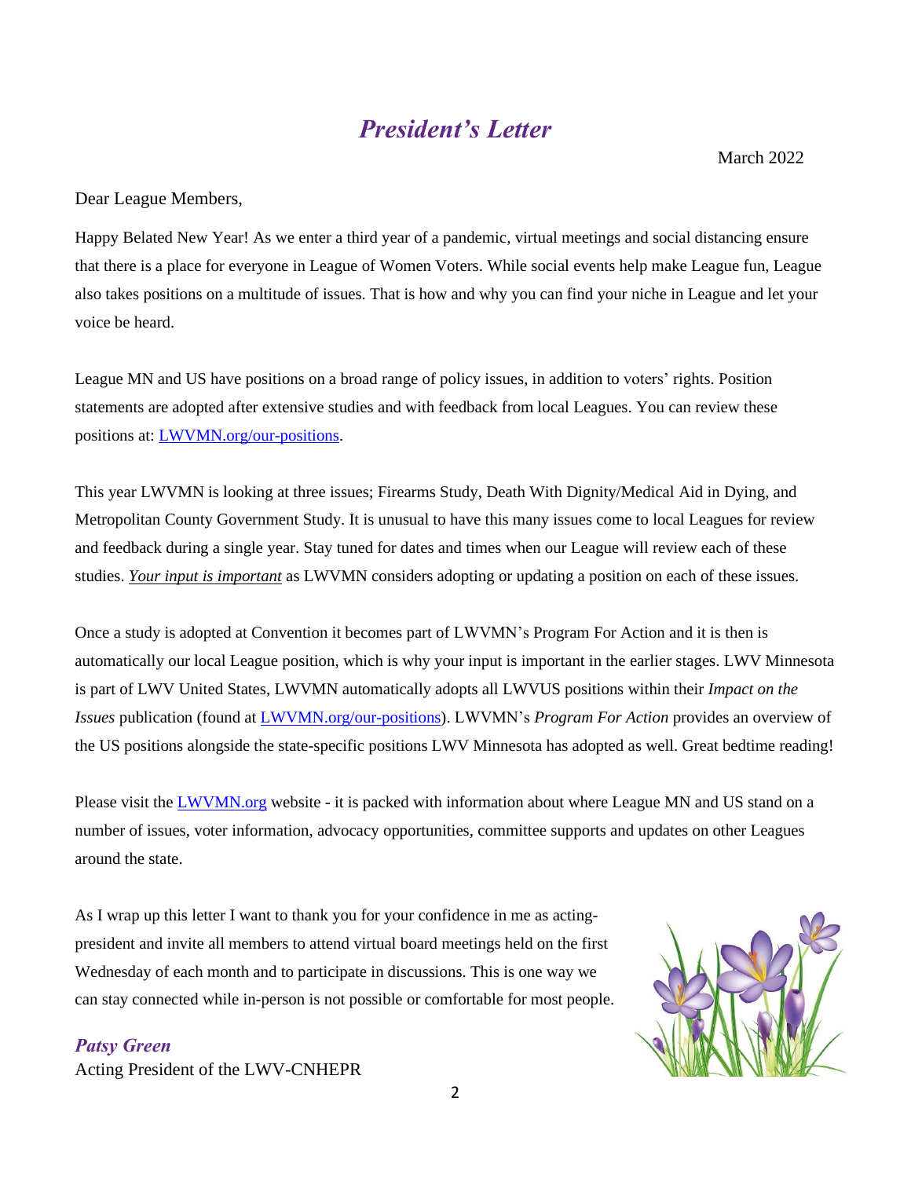# *President's Letter*

March 2022

Dear League Members,

Happy Belated New Year! As we enter a third year of a pandemic, virtual meetings and social distancing ensure that there is a place for everyone in League of Women Voters. While social events help make League fun, League also takes positions on a multitude of issues. That is how and why you can find your niche in League and let your voice be heard.

League MN and US have positions on a broad range of policy issues, in addition to voters' rights. Position statements are adopted after extensive studies and with feedback from local Leagues. You can review these positions at: LWVMN.org/our-positions.

This year LWVMN is looking at three issues; Firearms Study, Death With Dignity/Medical Aid in Dying, and Metropolitan County Government Study. It is unusual to have this many issues come to local Leagues for review and feedback during a single year. Stay tuned for dates and times when our League will review each of these studies. ***Your input is important*** as LWVMN considers adopting or updating a position on each of these issues.

Once a study is adopted at Convention it becomes part of LWVMN's Program For Action and it is then is automatically our local League position, which is why your input is important in the earlier stages. LWV Minnesota is part of LWV United States, LWVMN automatically adopts all LWVUS positions within their *Impact on the Issues* publication (found at LWVMN.org/our-positions). LWVMN's *Program For Action* provides an overview of the US positions alongside the state-specific positions LWV Minnesota has adopted as well. Great bedtime reading!

Please visit the LWVMN.org website - it is packed with information about where League MN and US stand on a number of issues, voter information, advocacy opportunities, committee supports and updates on other Leagues around the state.

As I wrap up this letter I want to thank you for your confidence in me as acting-president and invite all members to attend virtual board meetings held on the first Wednesday of each month and to participate in discussions. This is one way we can stay connected while in-person is not possible or comfortable for most people.

***Patsy Green***
Acting President of the LWV-CNHEPR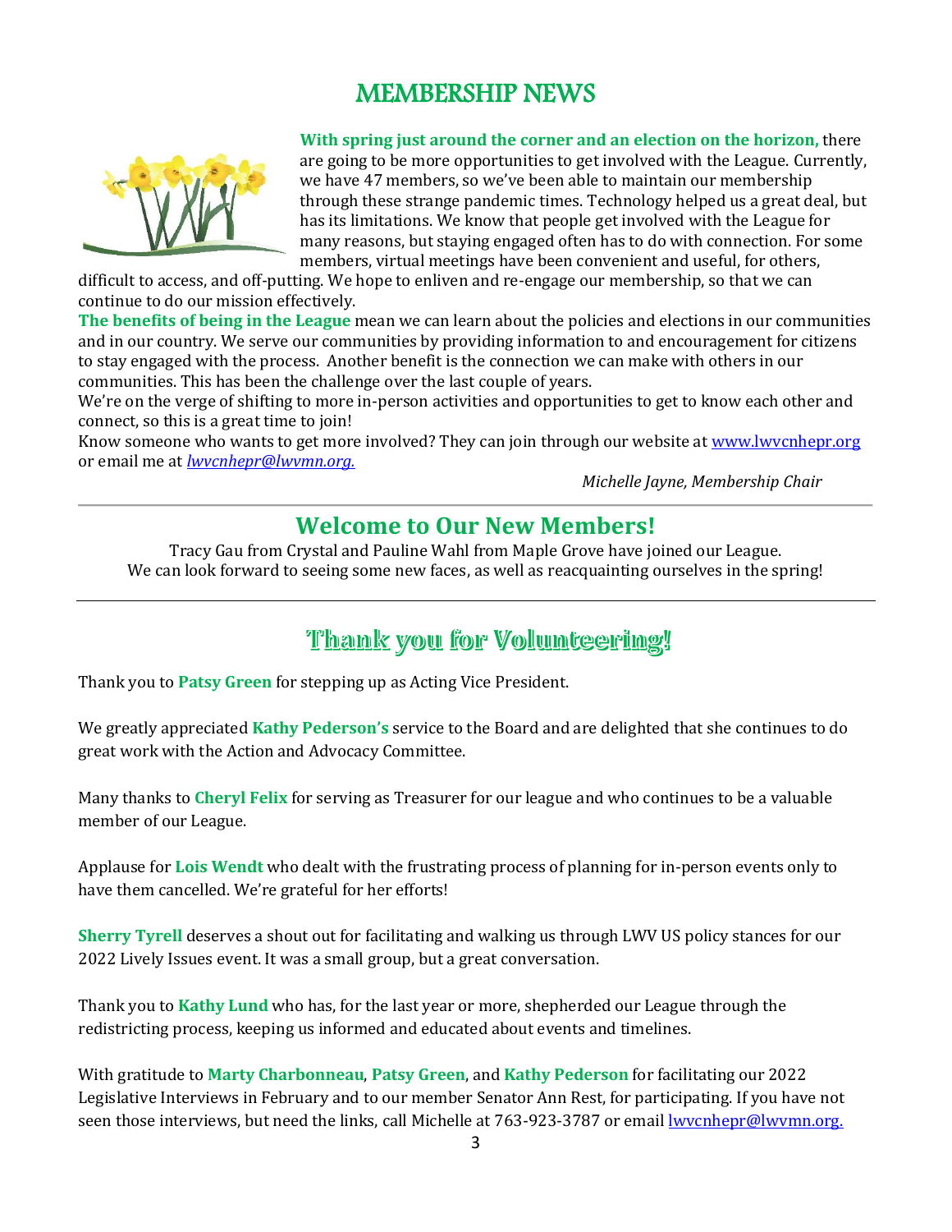# MEMBERSHIP NEWS

**With spring just around the corner and an election on the horizon,** there are going to be more opportunities to get involved with the League. Currently, we have 47 members, so we've been able to maintain our membership through these strange pandemic times. Technology helped us a great deal, but has its limitations. We know that people get involved with the League for many reasons, but staying engaged often has to do with connection. For some members, virtual meetings have been convenient and useful, for others, difficult to access, and off-putting. We hope to enliven and re-engage our membership, so that we can continue to do our mission effectively.

**The benefits of being in the League** mean we can learn about the policies and elections in our communities and in our country. We serve our communities by providing information to and encouragement for citizens to stay engaged with the process. Another benefit is the connection we can make with others in our communities. This has been the challenge over the last couple of years.

We're on the verge of shifting to more in-person activities and opportunities to get to know each other and connect, so this is a great time to join!

Know someone who wants to get more involved? They can join through our website at www.lwvcnhepr.org or email me at *lwvcnhepr@lwvmn.org.*

*Michelle Jayne, Membership Chair*

---

## Welcome to Our New Members!

Tracy Gau from Crystal and Pauline Wahl from Maple Grove have joined our League.
We can look forward to seeing some new faces, as well as reacquainting ourselves in the spring!

---

## Thank you for Volunteering!

Thank you to **Patsy Green** for stepping up as Acting Vice President.

We greatly appreciated **Kathy Pederson's** service to the Board and are delighted that she continues to do great work with the Action and Advocacy Committee.

Many thanks to **Cheryl Felix** for serving as Treasurer for our league and who continues to be a valuable member of our League.

Applause for **Lois Wendt** who dealt with the frustrating process of planning for in-person events only to have them cancelled. We're grateful for her efforts!

**Sherry Tyrell** deserves a shout out for facilitating and walking us through LWV US policy stances for our 2022 Lively Issues event. It was a small group, but a great conversation.

Thank you to **Kathy Lund** who has, for the last year or more, shepherded our League through the redistricting process, keeping us informed and educated about events and timelines.

With gratitude to **Marty Charbonneau**, **Patsy Green**, and **Kathy Pederson** for facilitating our 2022 Legislative Interviews in February and to our member Senator Ann Rest, for participating. If you have not seen those interviews, but need the links, call Michelle at 763-923-3787 or email lwvcnhepr@lwvmn.org.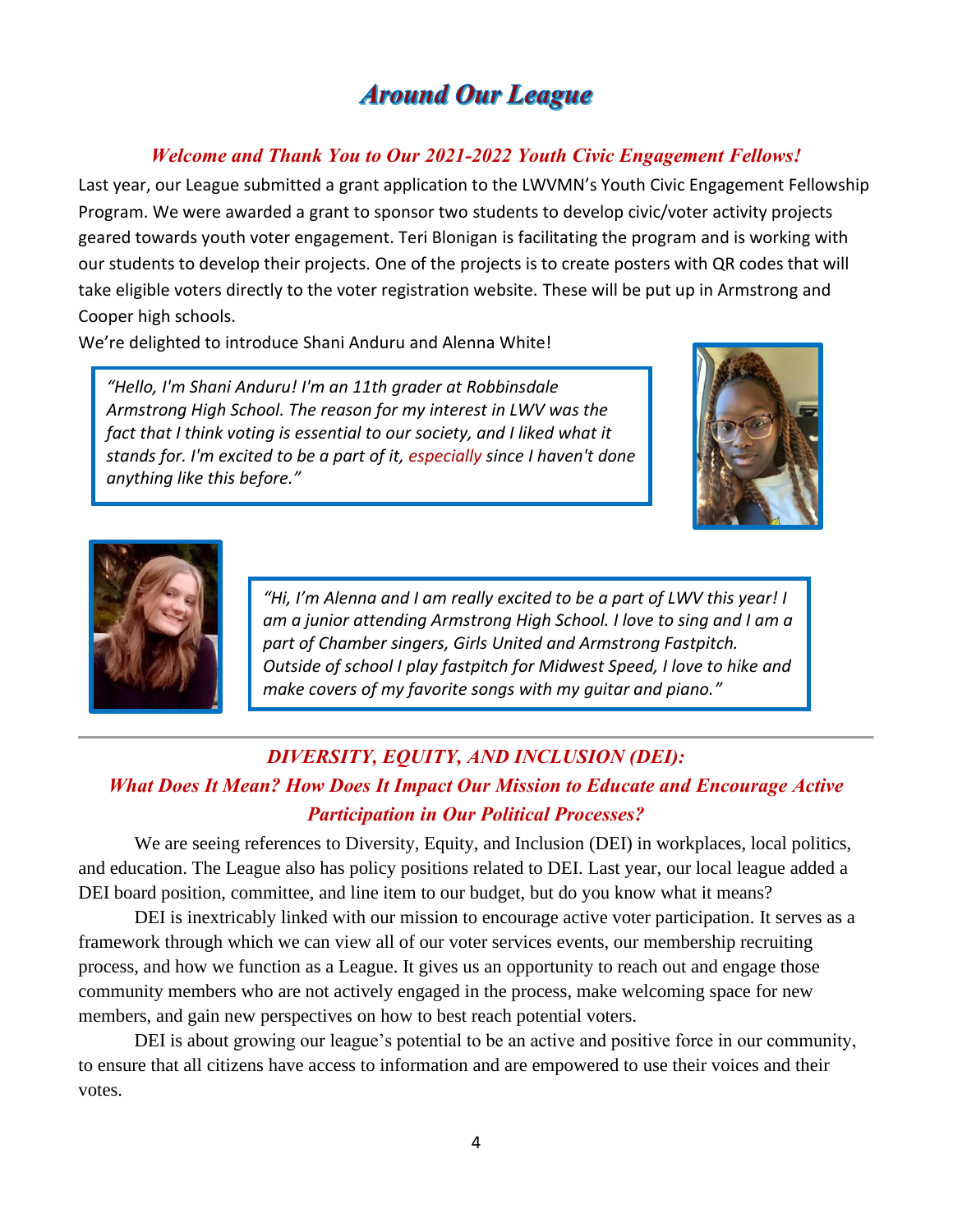# *Around Our League*

### *Welcome and Thank You to Our 2021-2022 Youth Civic Engagement Fellows!*

Last year, our League submitted a grant application to the LWVMN's Youth Civic Engagement Fellowship Program. We were awarded a grant to sponsor two students to develop civic/voter activity projects geared towards youth voter engagement. Teri Blonigan is facilitating the program and is working with our students to develop their projects. One of the projects is to create posters with QR codes that will take eligible voters directly to the voter registration website. These will be put up in Armstrong and Cooper high schools.

We're delighted to introduce Shani Anduru and Alenna White!

*"Hello, I'm Shani Anduru! I'm an 11th grader at Robbinsdale Armstrong High School. The reason for my interest in LWV was the fact that I think voting is essential to our society, and I liked what it stands for. I'm excited to be a part of it, especially since I haven't done anything like this before."*

*"Hi, I'm Alenna and I am really excited to be a part of LWV this year! I am a junior attending Armstrong High School. I love to sing and I am a part of Chamber singers, Girls United and Armstrong Fastpitch. Outside of school I play fastpitch for Midwest Speed, I love to hike and make covers of my favorite songs with my guitar and piano."*

---

### *DIVERSITY, EQUITY, AND INCLUSION (DEI): What Does It Mean? How Does It Impact Our Mission to Educate and Encourage Active Participation in Our Political Processes?*

We are seeing references to Diversity, Equity, and Inclusion (DEI) in workplaces, local politics, and education. The League also has policy positions related to DEI. Last year, our local league added a DEI board position, committee, and line item to our budget, but do you know what it means?

DEI is inextricably linked with our mission to encourage active voter participation. It serves as a framework through which we can view all of our voter services events, our membership recruiting process, and how we function as a League. It gives us an opportunity to reach out and engage those community members who are not actively engaged in the process, make welcoming space for new members, and gain new perspectives on how to best reach potential voters.

DEI is about growing our league's potential to be an active and positive force in our community, to ensure that all citizens have access to information and are empowered to use their voices and their votes.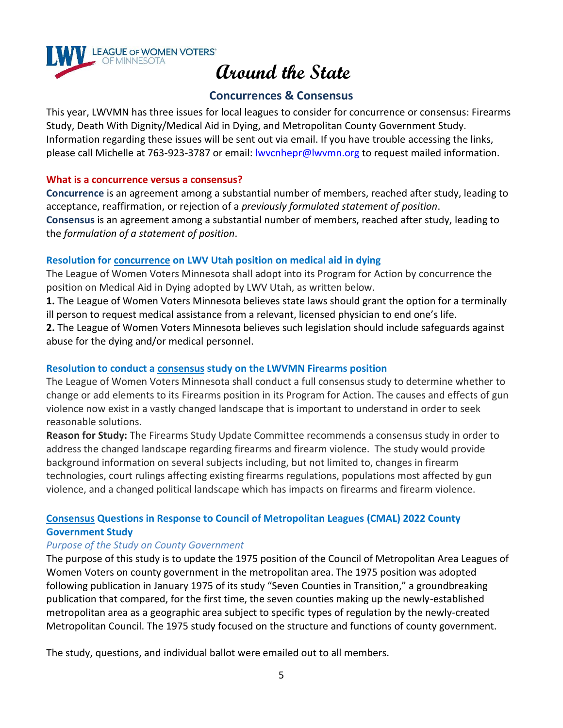# Around the State

## Concurrences & Consensus

This year, LWVMN has three issues for local leagues to consider for concurrence or consensus: Firearms Study, Death With Dignity/Medical Aid in Dying, and Metropolitan County Government Study. Information regarding these issues will be sent out via email. If you have trouble accessing the links, please call Michelle at 763-923-3787 or email: lwvcnhepr@lwvmn.org to request mailed information.

### What is a concurrence versus a consensus?

**Concurrence** is an agreement among a substantial number of members, reached after study, leading to acceptance, reaffirmation, or rejection of a *previously formulated statement of position*.
**Consensus** is an agreement among a substantial number of members, reached after study, leading to the *formulation of a statement of position*.

### Resolution for concurrence on LWV Utah position on medical aid in dying

The League of Women Voters Minnesota shall adopt into its Program for Action by concurrence the position on Medical Aid in Dying adopted by LWV Utah, as written below.

**1.** The League of Women Voters Minnesota believes state laws should grant the option for a terminally ill person to request medical assistance from a relevant, licensed physician to end one's life.

**2.** The League of Women Voters Minnesota believes such legislation should include safeguards against abuse for the dying and/or medical personnel.

### Resolution to conduct a consensus study on the LWVMN Firearms position

The League of Women Voters Minnesota shall conduct a full consensus study to determine whether to change or add elements to its Firearms position in its Program for Action. The causes and effects of gun violence now exist in a vastly changed landscape that is important to understand in order to seek reasonable solutions.

**Reason for Study:** The Firearms Study Update Committee recommends a consensus study in order to address the changed landscape regarding firearms and firearm violence. The study would provide background information on several subjects including, but not limited to, changes in firearm technologies, court rulings affecting existing firearms regulations, populations most affected by gun violence, and a changed political landscape which has impacts on firearms and firearm violence.

### Consensus Questions in Response to Council of Metropolitan Leagues (CMAL) 2022 County Government Study

*Purpose of the Study on County Government*

The purpose of this study is to update the 1975 position of the Council of Metropolitan Area Leagues of Women Voters on county government in the metropolitan area. The 1975 position was adopted following publication in January 1975 of its study "Seven Counties in Transition," a groundbreaking publication that compared, for the first time, the seven counties making up the newly-established metropolitan area as a geographic area subject to specific types of regulation by the newly-created Metropolitan Council. The 1975 study focused on the structure and functions of county government.

The study, questions, and individual ballot were emailed out to all members.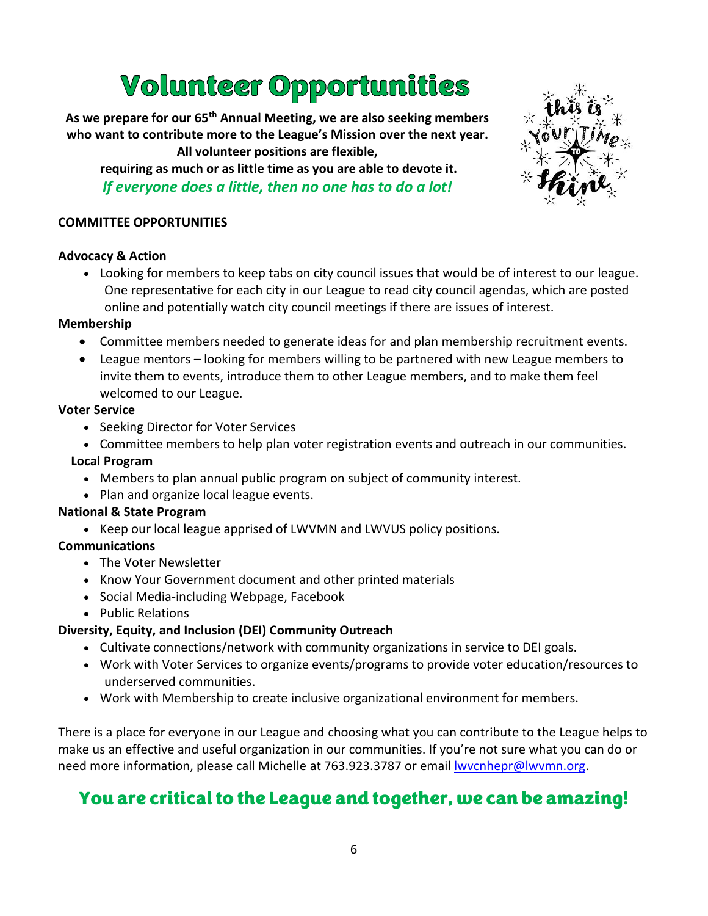# Volunteer Opportunities

**As we prepare for our 65th Annual Meeting, we are also seeking members who want to contribute more to the League's Mission over the next year. All volunteer positions are flexible, requiring as much or as little time as you are able to devote it.**

***If everyone does a little, then no one has to do a lot!***

**COMMITTEE OPPORTUNITIES**

**Advocacy & Action**

- Looking for members to keep tabs on city council issues that would be of interest to our league. One representative for each city in our League to read city council agendas, which are posted online and potentially watch city council meetings if there are issues of interest.

**Membership**

- Committee members needed to generate ideas for and plan membership recruitment events.
- League mentors – looking for members willing to be partnered with new League members to invite them to events, introduce them to other League members, and to make them feel welcomed to our League.

**Voter Service**

- Seeking Director for Voter Services
- Committee members to help plan voter registration events and outreach in our communities.

**Local Program**

- Members to plan annual public program on subject of community interest.
- Plan and organize local league events.

**National & State Program**

- Keep our local league apprised of LWVMN and LWVUS policy positions.

**Communications**

- The Voter Newsletter
- Know Your Government document and other printed materials
- Social Media-including Webpage, Facebook
- Public Relations

**Diversity, Equity, and Inclusion (DEI) Community Outreach**

- Cultivate connections/network with community organizations in service to DEI goals.
- Work with Voter Services to organize events/programs to provide voter education/resources to underserved communities.
- Work with Membership to create inclusive organizational environment for members.

There is a place for everyone in our League and choosing what you can contribute to the League helps to make us an effective and useful organization in our communities. If you're not sure what you can do or need more information, please call Michelle at 763.923.3787 or email lwvcnhepr@lwvmn.org.

## You are critical to the League and together, we can be amazing!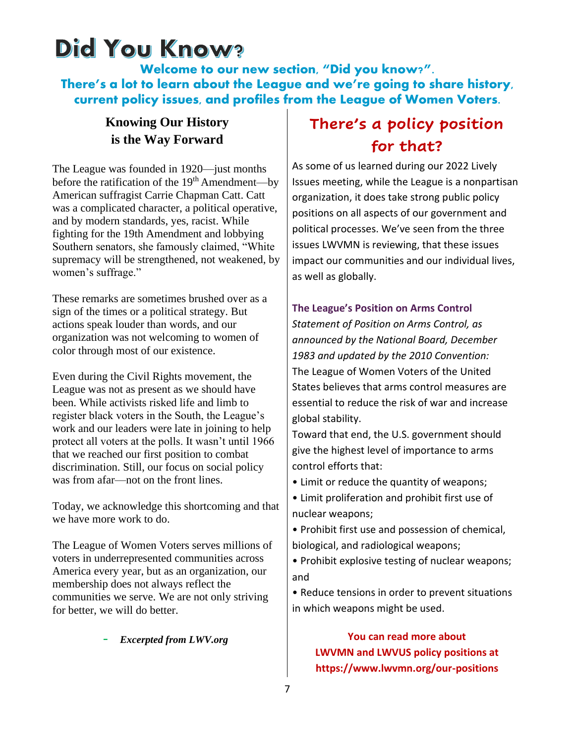# Did You Know?

**Welcome to our new section, "Did you know?".**
**There's a lot to learn about the League and we're going to share history, current policy issues, and profiles from the League of Women Voters.**

## Knowing Our History is the Way Forward

The League was founded in 1920—just months before the ratification of the 19th Amendment—by American suffragist Carrie Chapman Catt. Catt was a complicated character, a political operative, and by modern standards, yes, racist. While fighting for the 19th Amendment and lobbying Southern senators, she famously claimed, "White supremacy will be strengthened, not weakened, by women's suffrage."

These remarks are sometimes brushed over as a sign of the times or a political strategy. But actions speak louder than words, and our organization was not welcoming to women of color through most of our existence.

Even during the Civil Rights movement, the League was not as present as we should have been. While activists risked life and limb to register black voters in the South, the League's work and our leaders were late in joining to help protect all voters at the polls. It wasn't until 1966 that we reached our first position to combat discrimination. Still, our focus on social policy was from afar—not on the front lines.

Today, we acknowledge this shortcoming and that we have more work to do.

The League of Women Voters serves millions of voters in underrepresented communities across America every year, but as an organization, our membership does not always reflect the communities we serve. We are not only striving for better, we will do better.

- ***Excerpted from LWV.org***

## There's a policy position for that?

As some of us learned during our 2022 Lively Issues meeting, while the League is a nonpartisan organization, it does take strong public policy positions on all aspects of our government and political processes. We've seen from the three issues LWVMN is reviewing, that these issues impact our communities and our individual lives, as well as globally.

**The League's Position on Arms Control**

*Statement of Position on Arms Control, as announced by the National Board, December 1983 and updated by the 2010 Convention:*
The League of Women Voters of the United States believes that arms control measures are essential to reduce the risk of war and increase global stability.
Toward that end, the U.S. government should give the highest level of importance to arms control efforts that:

- Limit or reduce the quantity of weapons;
- Limit proliferation and prohibit first use of nuclear weapons;
- Prohibit first use and possession of chemical, biological, and radiological weapons;
- Prohibit explosive testing of nuclear weapons; and
- Reduce tensions in order to prevent situations in which weapons might be used.

**You can read more about LWVMN and LWVUS policy positions at https://www.lwvmn.org/our-positions**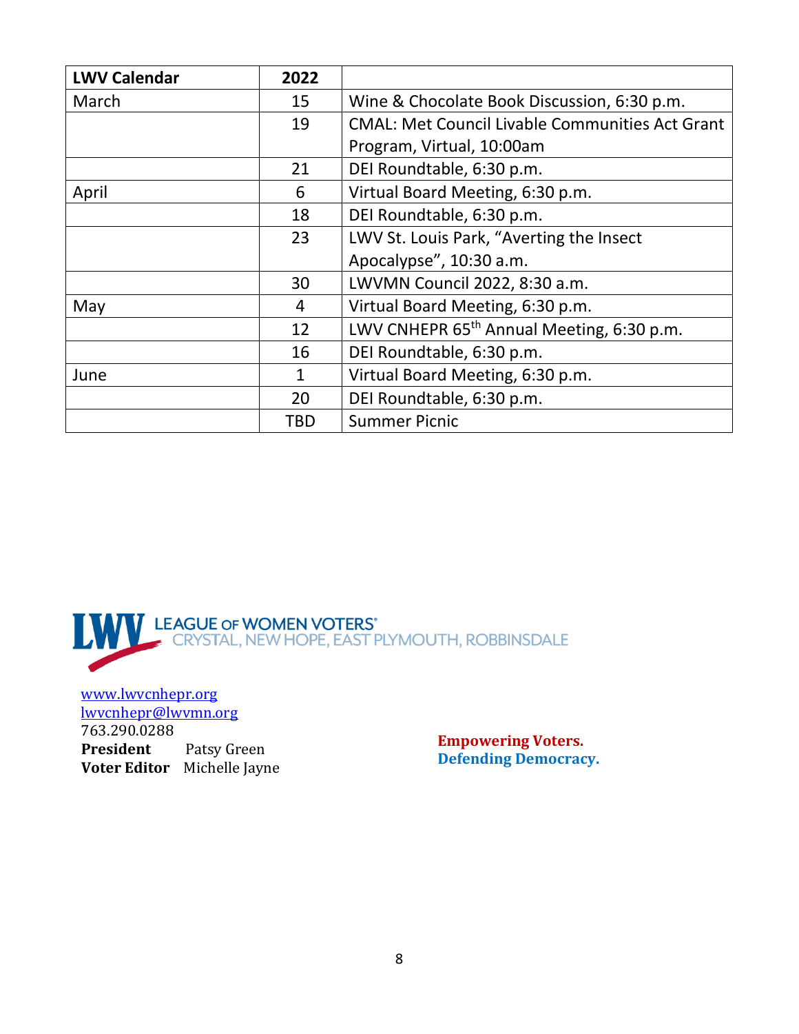| LWV Calendar | 2022 | |
|---|---|---|
| March | 15 | Wine & Chocolate Book Discussion, 6:30 p.m. |
| | 19 | CMAL: Met Council Livable Communities Act Grant Program, Virtual, 10:00am |
| | 21 | DEI Roundtable, 6:30 p.m. |
| April | 6 | Virtual Board Meeting, 6:30 p.m. |
| | 18 | DEI Roundtable, 6:30 p.m. |
| | 23 | LWV St. Louis Park, "Averting the Insect Apocalypse", 10:30 a.m. |
| | 30 | LWVMN Council 2022, 8:30 a.m. |
| May | 4 | Virtual Board Meeting, 6:30 p.m. |
| | 12 | LWV CNHEPR 65th Annual Meeting, 6:30 p.m. |
| | 16 | DEI Roundtable, 6:30 p.m. |
| June | 1 | Virtual Board Meeting, 6:30 p.m. |
| | 20 | DEI Roundtable, 6:30 p.m. |
| | TBD | Summer Picnic |

LWV LEAGUE OF WOMEN VOTERS®
CRYSTAL, NEW HOPE, EAST PLYMOUTH, ROBBINSDALE

www.lwvcnhepr.org
lwvcnhepr@lwvmn.org
763.290.0288
**President** Patsy Green
**Voter Editor** Michelle Jayne

**Empowering Voters.**
**Defending Democracy.**